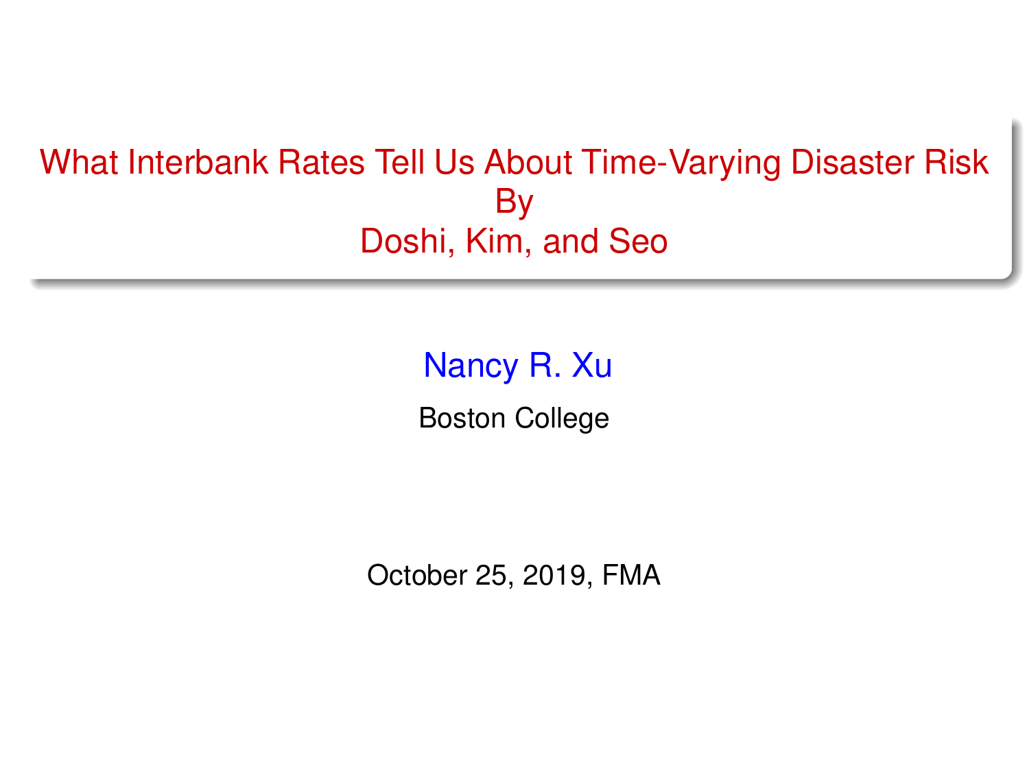# What Interbank Rates Tell Us About Time-Varying Disaster Risk
By
Doshi, Kim, and Seo

Nancy R. Xu

Boston College

October 25, 2019, FMA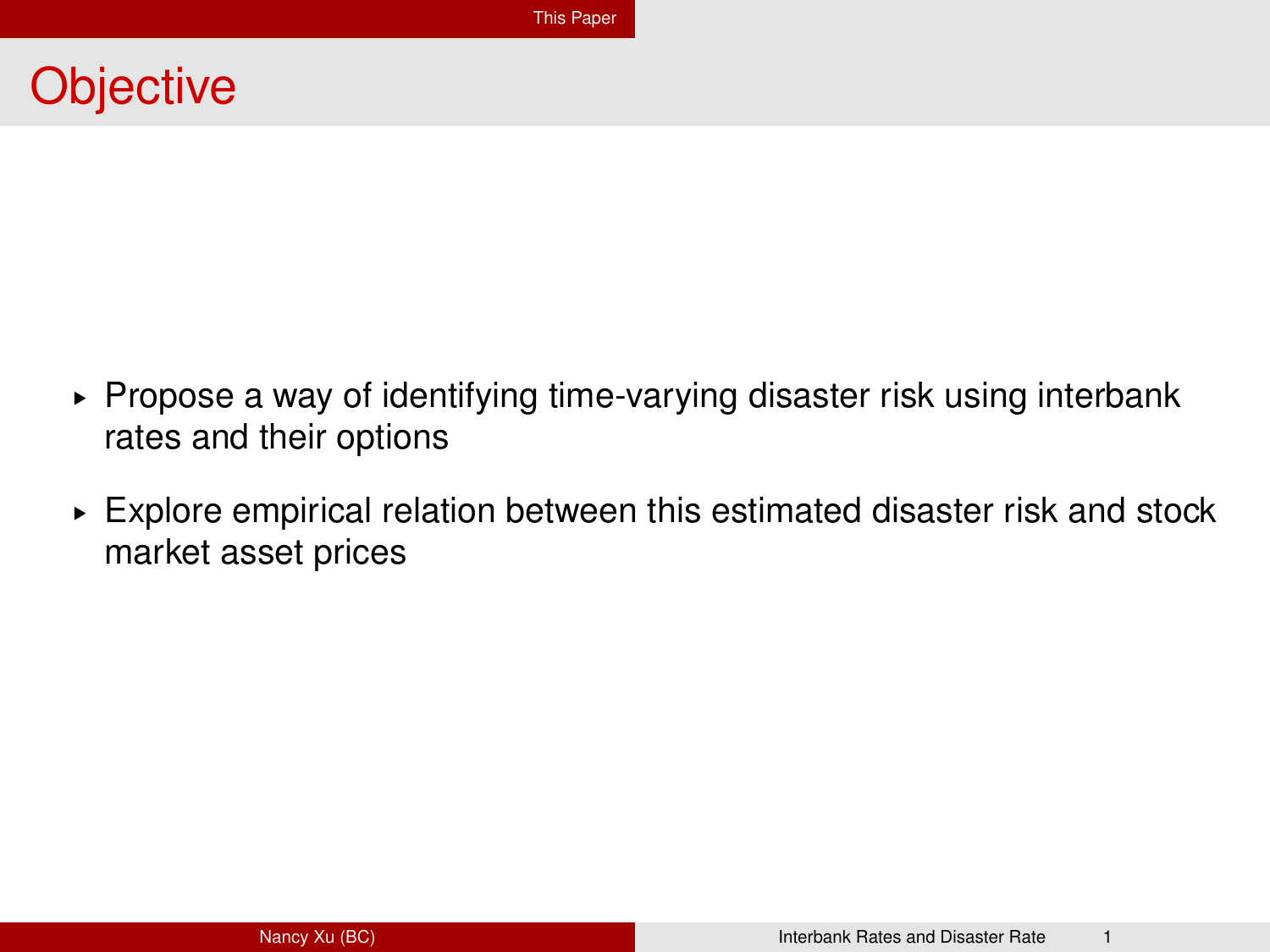# Objective

- Propose a way of identifying time-varying disaster risk using interbank rates and their options
- Explore empirical relation between this estimated disaster risk and stock market asset prices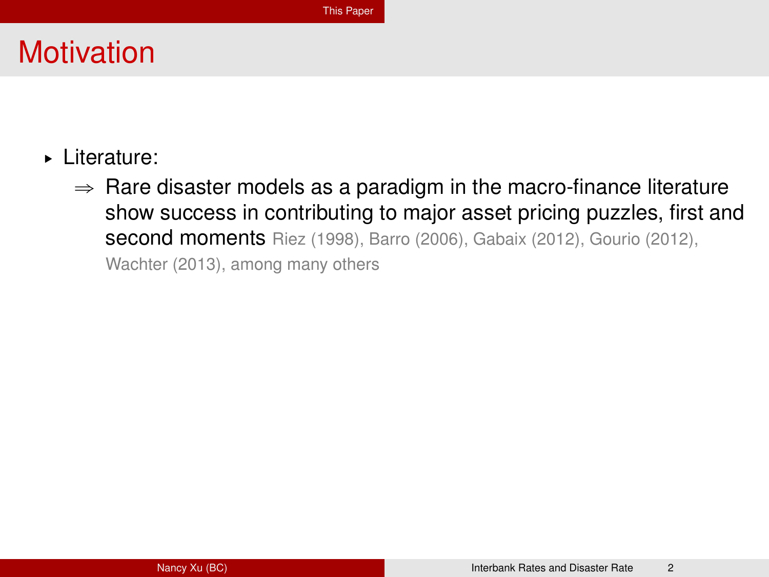# Motivation

- Literature:
  - $\Rightarrow$ Rare disaster models as a paradigm in the macro-finance literature show success in contributing to major asset pricing puzzles, first and second moments Riez (1998), Barro (2006), Gabaix (2012), Gourio (2012), Wachter (2013), among many others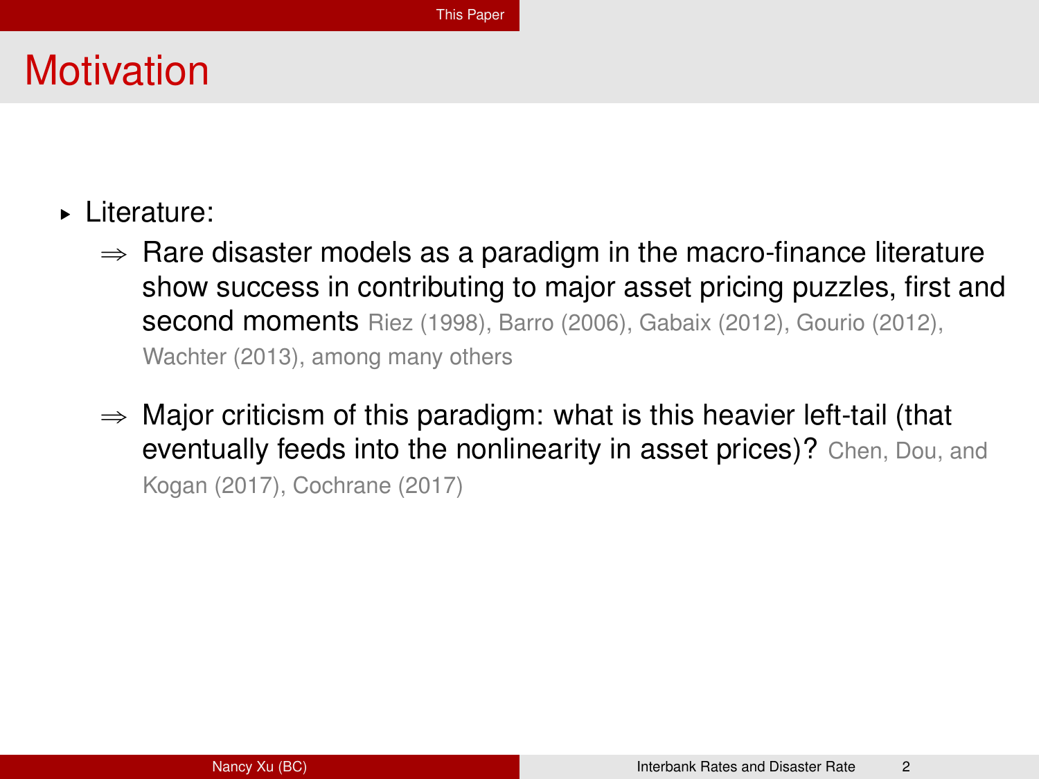# Motivation

- Literature:
  - $\Rightarrow$ Rare disaster models as a paradigm in the macro-finance literature show success in contributing to major asset pricing puzzles, first and second moments Riez (1998), Barro (2006), Gabaix (2012), Gourio (2012), Wachter (2013), among many others
  - $\Rightarrow$ Major criticism of this paradigm: what is this heavier left-tail (that eventually feeds into the nonlinearity in asset prices)? Chen, Dou, and Kogan (2017), Cochrane (2017)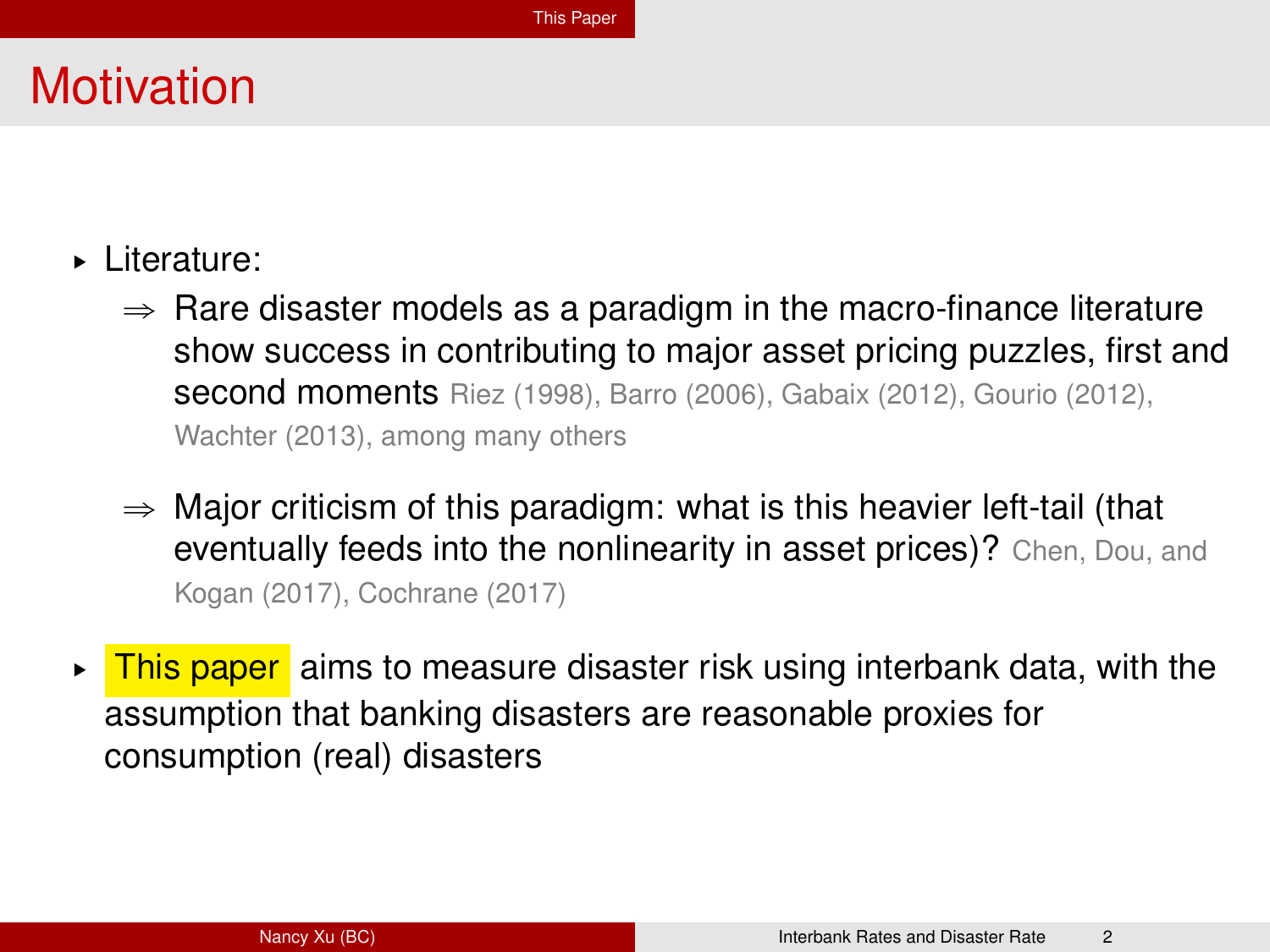# Motivation

- Literature:
  - $\Rightarrow$ Rare disaster models as a paradigm in the macro-finance literature show success in contributing to major asset pricing puzzles, first and second moments Riez (1998), Barro (2006), Gabaix (2012), Gourio (2012), Wachter (2013), among many others
  - $\Rightarrow$ Major criticism of this paradigm: what is this heavier left-tail (that eventually feeds into the nonlinearity in asset prices)? Chen, Dou, and Kogan (2017), Cochrane (2017)
- This paper aims to measure disaster risk using interbank data, with the assumption that banking disasters are reasonable proxies for consumption (real) disasters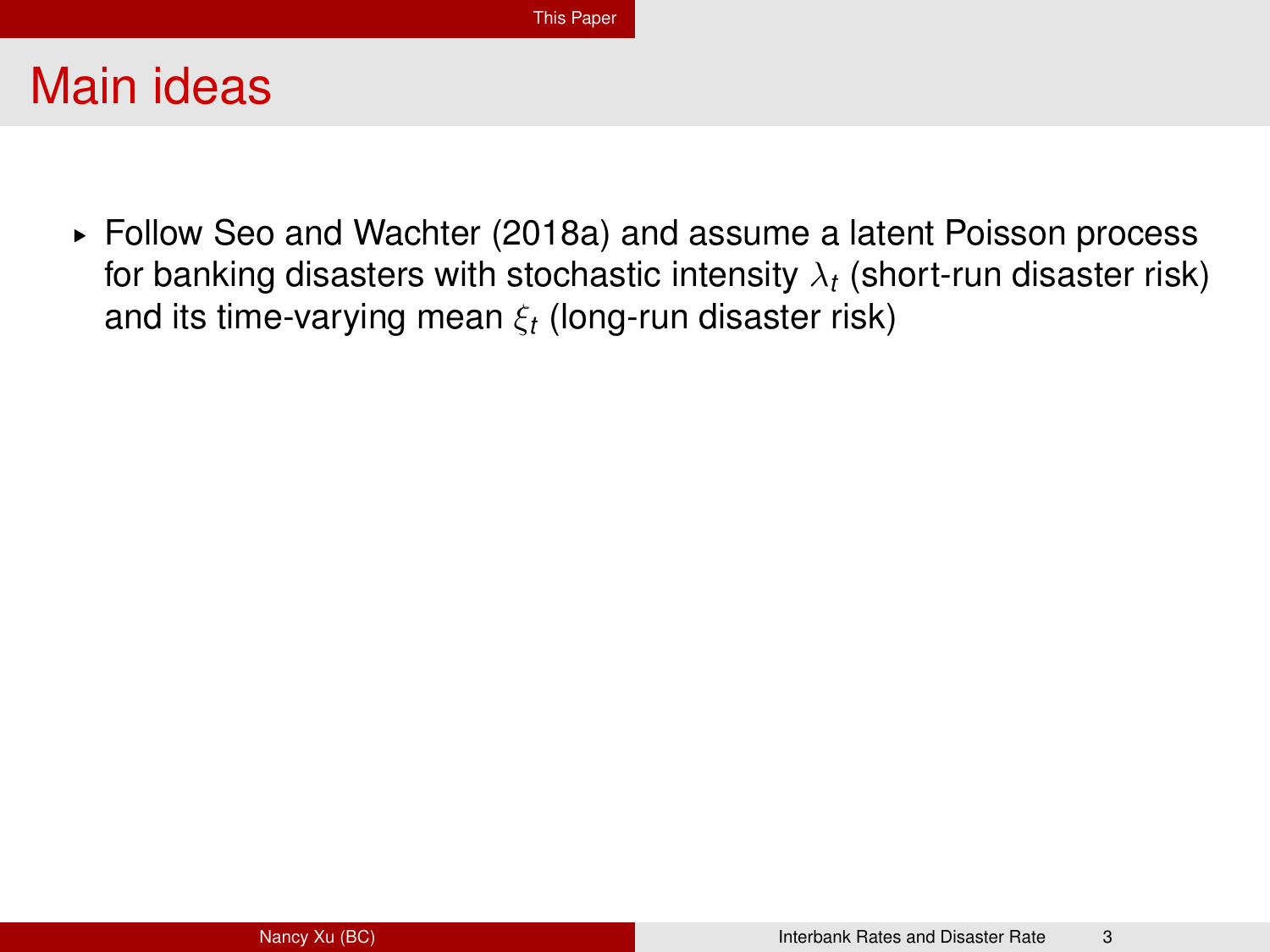# Main ideas

- Follow Seo and Wachter (2018a) and assume a latent Poisson process for banking disasters with stochastic intensity $\lambda_t$ (short-run disaster risk) and its time-varying mean $\xi_t$ (long-run disaster risk)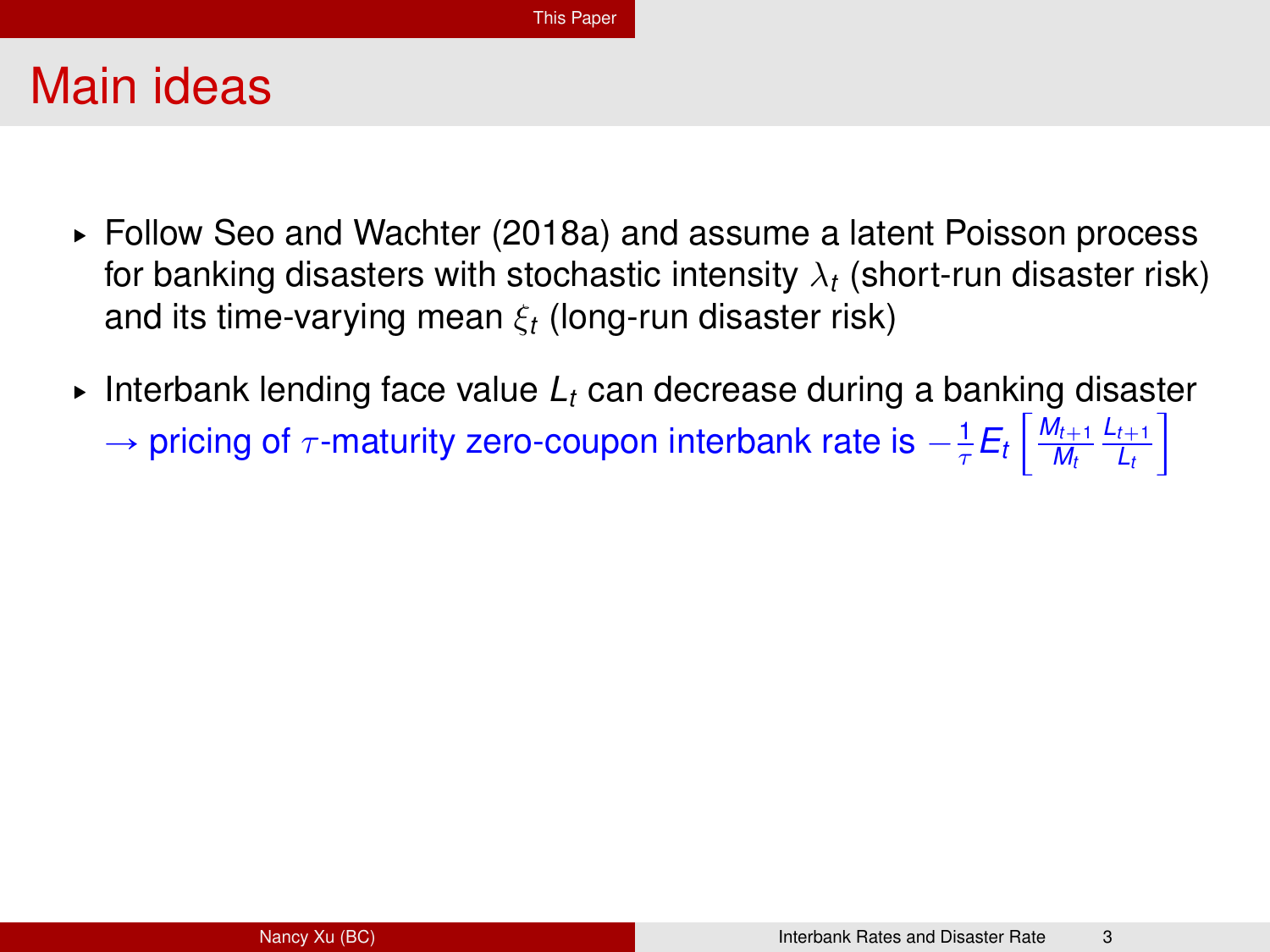# Main ideas

- Follow Seo and Wachter (2018a) and assume a latent Poisson process for banking disasters with stochastic intensity $\lambda_t$ (short-run disaster risk) and its time-varying mean $\xi_t$ (long-run disaster risk)
- Interbank lending face value $L_t$ can decrease during a banking disaster $\rightarrow$ pricing of $\tau$-maturity zero-coupon interbank rate is $-\frac{1}{\tau} E_t \left[ \frac{M_{t+1}}{M_t} \frac{L_{t+1}}{L_t} \right]$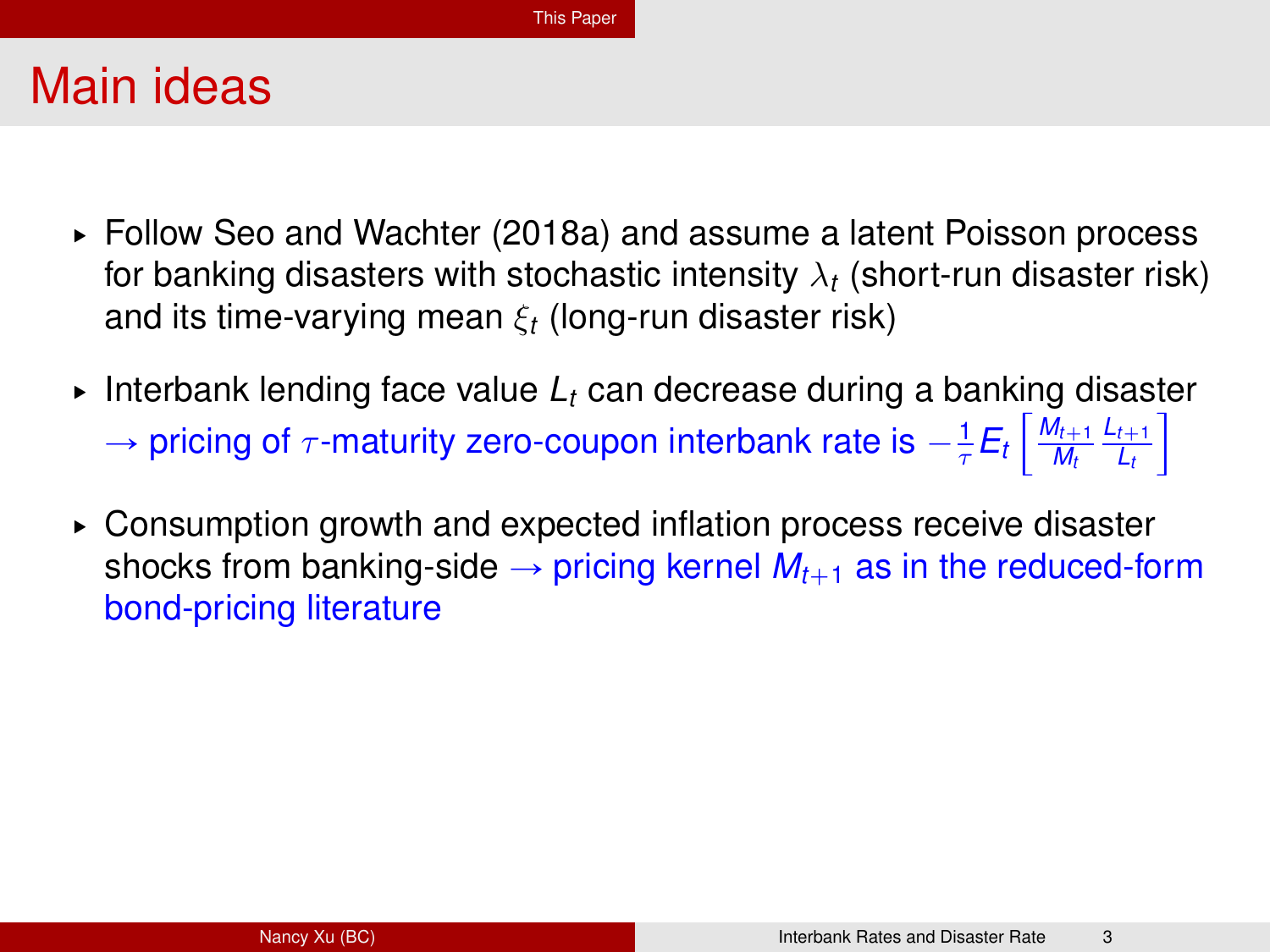# Main ideas

- Follow Seo and Wachter (2018a) and assume a latent Poisson process for banking disasters with stochastic intensity $\lambda_t$ (short-run disaster risk) and its time-varying mean $\xi_t$ (long-run disaster risk)
- Interbank lending face value $L_t$ can decrease during a banking disaster $\rightarrow$ pricing of $\tau$-maturity zero-coupon interbank rate is $-\frac{1}{\tau}E_t\left[\frac{M_{t+1}}{M_t}\frac{L_{t+1}}{L_t}\right]$
- Consumption growth and expected inflation process receive disaster shocks from banking-side $\rightarrow$ pricing kernel $M_{t+1}$ as in the reduced-form bond-pricing literature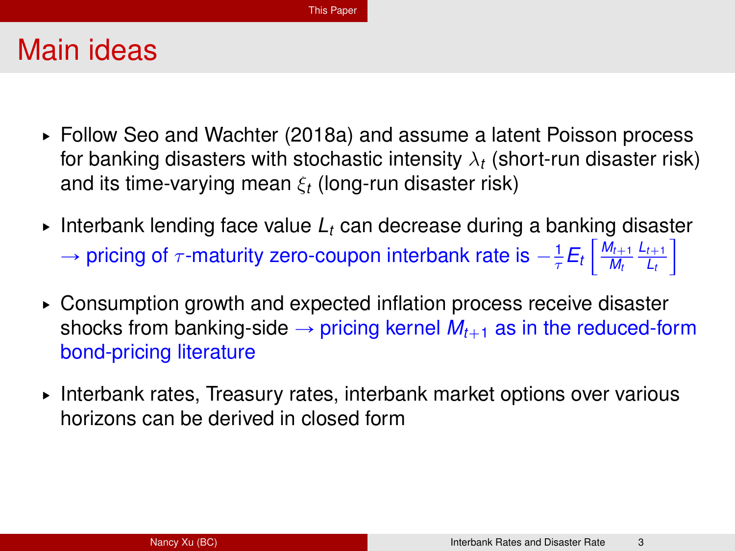# Main ideas

- Follow Seo and Wachter (2018a) and assume a latent Poisson process for banking disasters with stochastic intensity $\lambda_t$ (short-run disaster risk) and its time-varying mean $\xi_t$ (long-run disaster risk)
- Interbank lending face value $L_t$ can decrease during a banking disaster $\rightarrow$ pricing of $\tau$-maturity zero-coupon interbank rate is $-\frac{1}{\tau} E_t \left[ \frac{M_{t+1}}{M_t} \frac{L_{t+1}}{L_t} \right]$
- Consumption growth and expected inflation process receive disaster shocks from banking-side $\rightarrow$ pricing kernel $M_{t+1}$ as in the reduced-form bond-pricing literature
- Interbank rates, Treasury rates, interbank market options over various horizons can be derived in closed form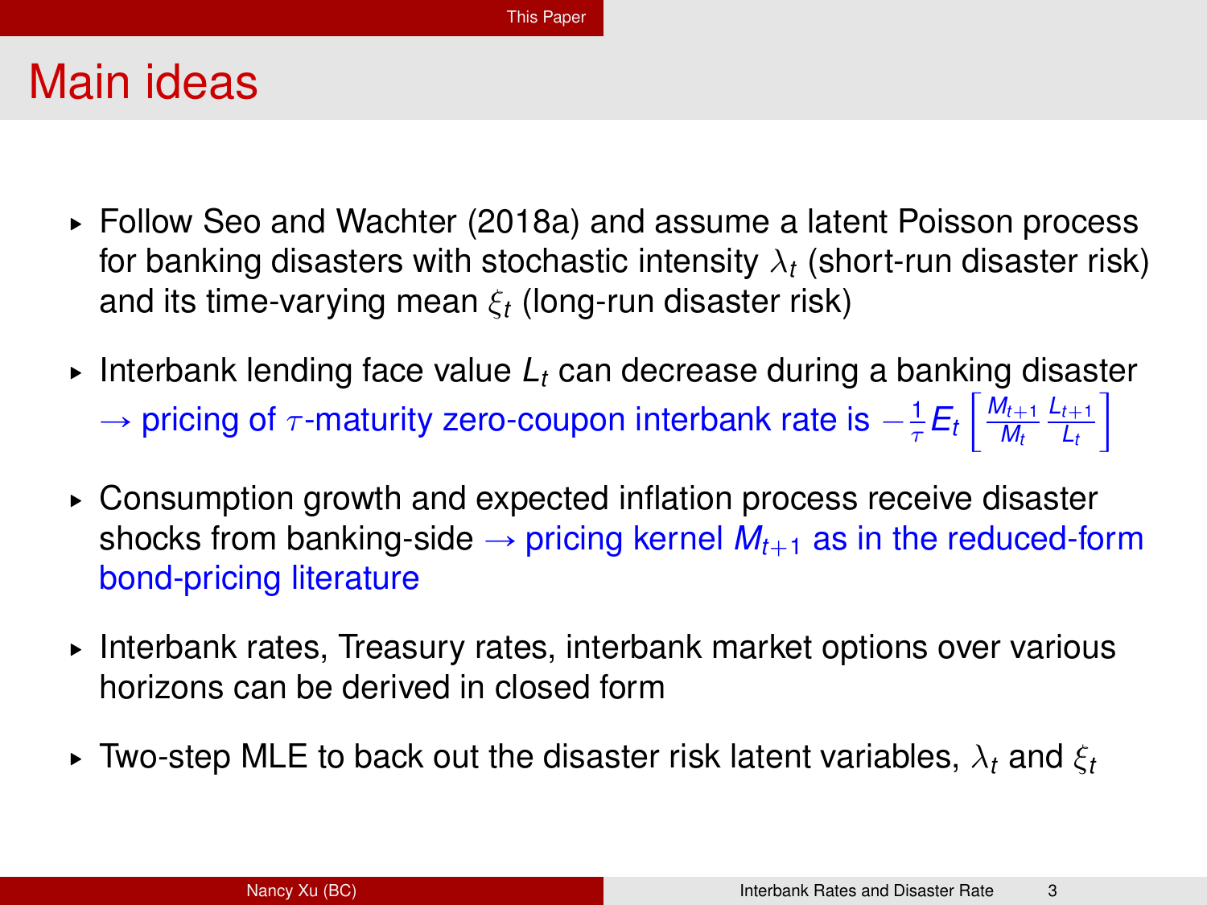# Main ideas

- Follow Seo and Wachter (2018a) and assume a latent Poisson process for banking disasters with stochastic intensity $\lambda_t$ (short-run disaster risk) and its time-varying mean $\xi_t$ (long-run disaster risk)
- Interbank lending face value $L_t$ can decrease during a banking disaster $\rightarrow$ pricing of $\tau$-maturity zero-coupon interbank rate is $-\frac{1}{\tau} E_t \left[ \frac{M_{t+1}}{M_t} \frac{L_{t+1}}{L_t} \right]$
- Consumption growth and expected inflation process receive disaster shocks from banking-side $\rightarrow$ pricing kernel $M_{t+1}$ as in the reduced-form bond-pricing literature
- Interbank rates, Treasury rates, interbank market options over various horizons can be derived in closed form
- Two-step MLE to back out the disaster risk latent variables, $\lambda_t$ and $\xi_t$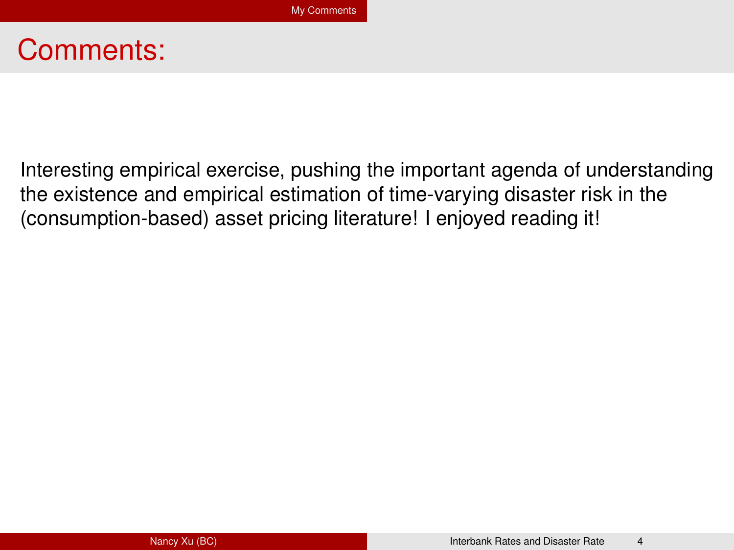# Comments:

Interesting empirical exercise, pushing the important agenda of understanding the existence and empirical estimation of time-varying disaster risk in the (consumption-based) asset pricing literature! I enjoyed reading it!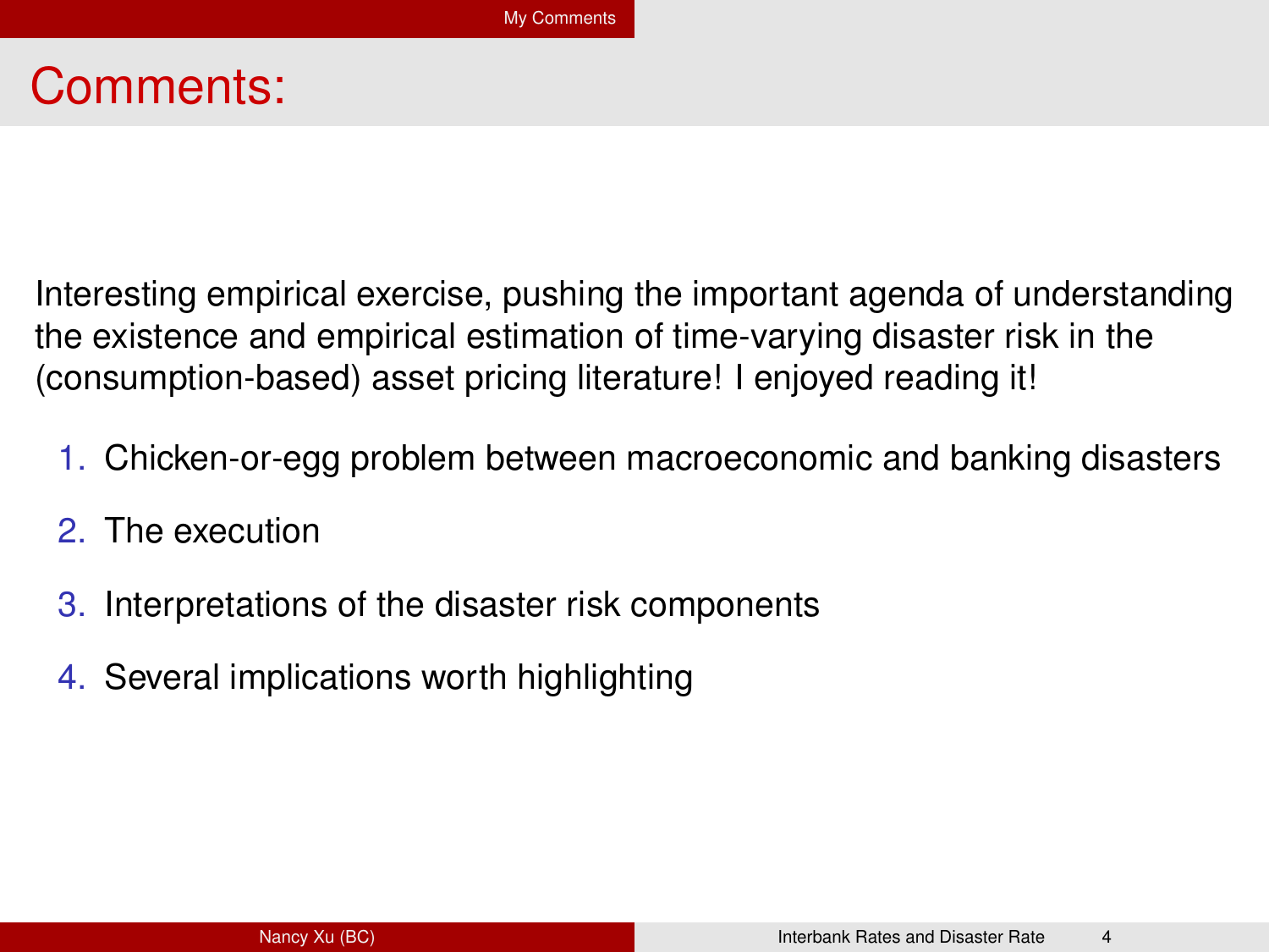# Comments:

Interesting empirical exercise, pushing the important agenda of understanding the existence and empirical estimation of time-varying disaster risk in the (consumption-based) asset pricing literature! I enjoyed reading it!

1. Chicken-or-egg problem between macroeconomic and banking disasters
2. The execution
3. Interpretations of the disaster risk components
4. Several implications worth highlighting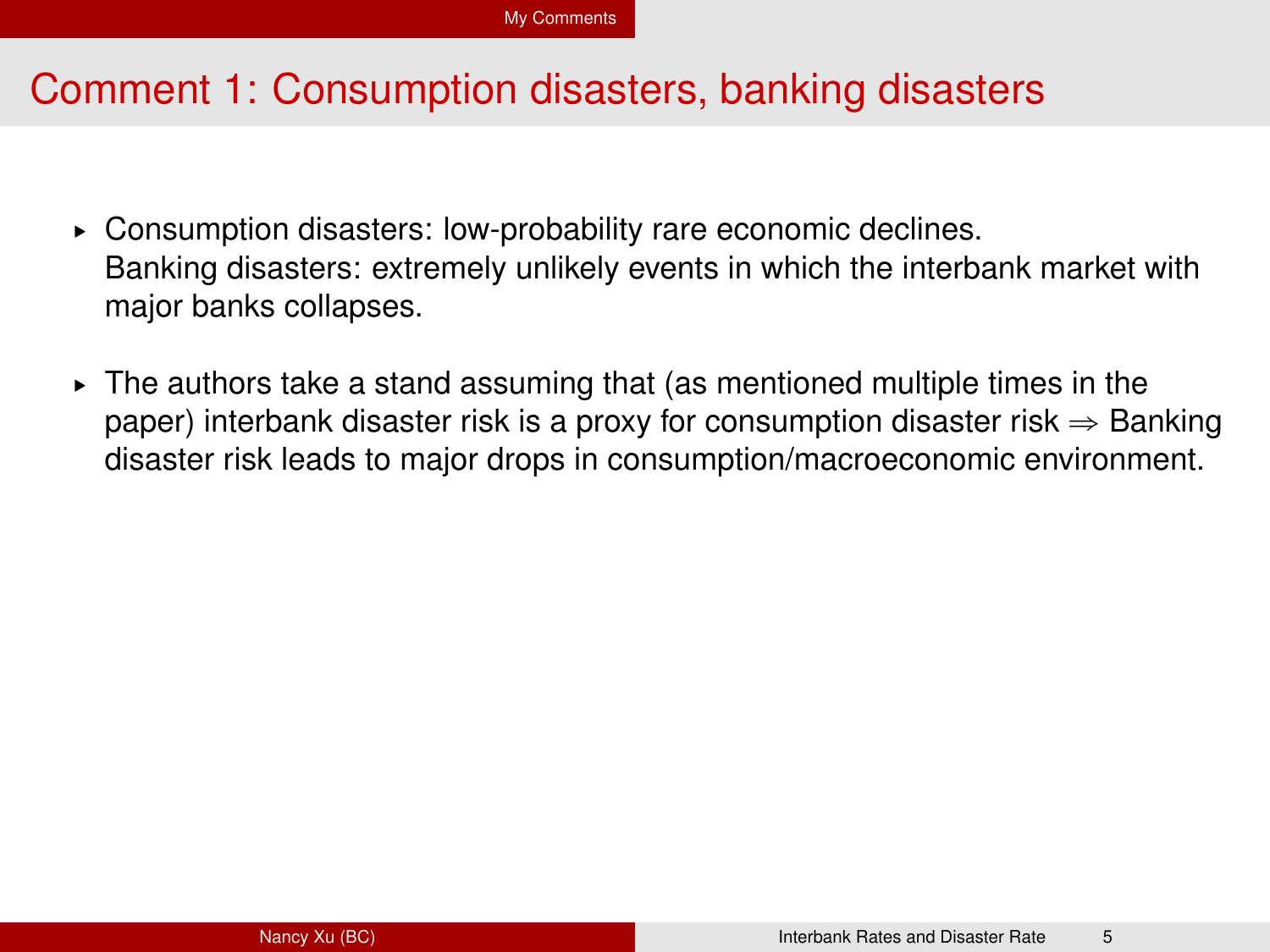# Comment 1: Consumption disasters, banking disasters

- Consumption disasters: low-probability rare economic declines.
  Banking disasters: extremely unlikely events in which the interbank market with major banks collapses.

- The authors take a stand assuming that (as mentioned multiple times in the paper) interbank disaster risk is a proxy for consumption disaster risk $\Rightarrow$ Banking disaster risk leads to major drops in consumption/macroeconomic environment.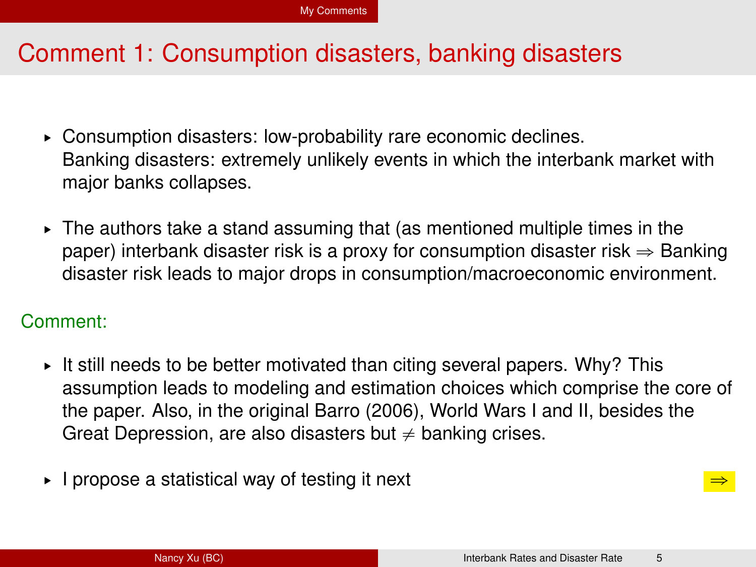# Comment 1: Consumption disasters, banking disasters

- Consumption disasters: low-probability rare economic declines.
  Banking disasters: extremely unlikely events in which the interbank market with major banks collapses.

- The authors take a stand assuming that (as mentioned multiple times in the paper) interbank disaster risk is a proxy for consumption disaster risk $\Rightarrow$ Banking disaster risk leads to major drops in consumption/macroeconomic environment.

Comment:

- It still needs to be better motivated than citing several papers. Why? This assumption leads to modeling and estimation choices which comprise the core of the paper. Also, in the original Barro (2006), World Wars I and II, besides the Great Depression, are also disasters but $\neq$ banking crises.

- I propose a statistical way of testing it next $\Rightarrow$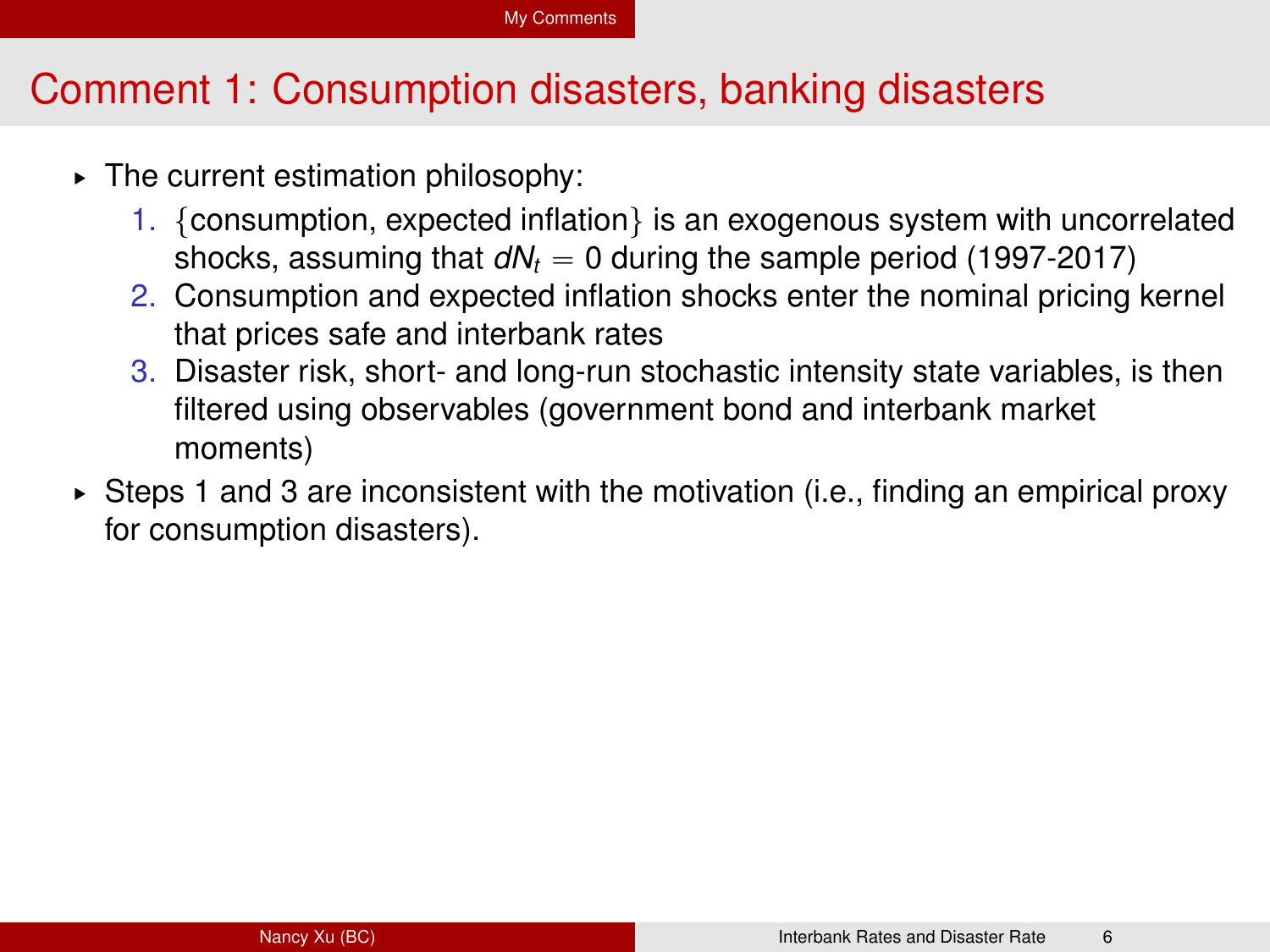# Comment 1: Consumption disasters, banking disasters

- The current estimation philosophy:
  1. $\{$consumption, expected inflation$\}$ is an exogenous system with uncorrelated shocks, assuming that $dN_t = 0$ during the sample period (1997-2017)
  2. Consumption and expected inflation shocks enter the nominal pricing kernel that prices safe and interbank rates
  3. Disaster risk, short- and long-run stochastic intensity state variables, is then filtered using observables (government bond and interbank market moments)
- Steps 1 and 3 are inconsistent with the motivation (i.e., finding an empirical proxy for consumption disasters).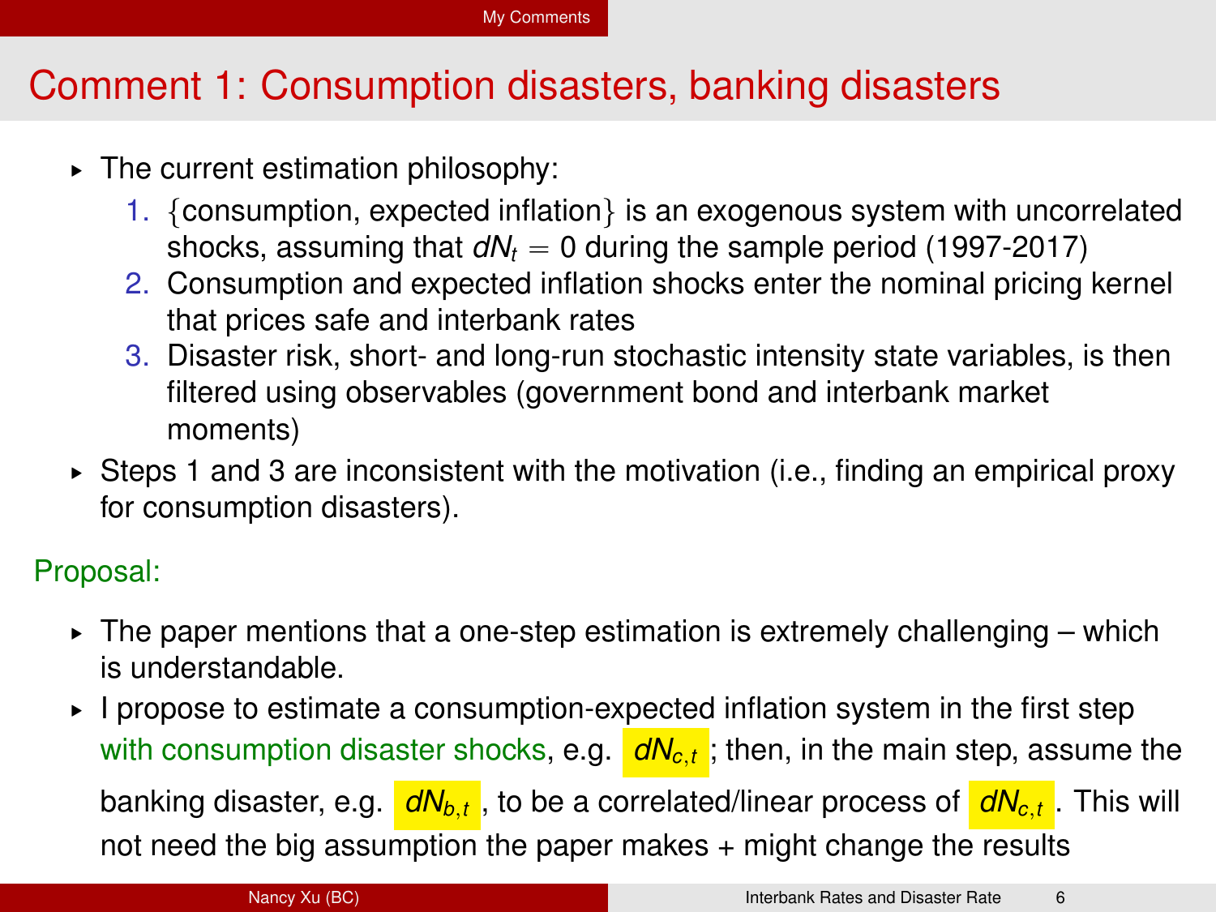# Comment 1: Consumption disasters, banking disasters

- The current estimation philosophy:
  1. {consumption, expected inflation} is an exogenous system with uncorrelated shocks, assuming that $dN_t = 0$ during the sample period (1997-2017)
  2. Consumption and expected inflation shocks enter the nominal pricing kernel that prices safe and interbank rates
  3. Disaster risk, short- and long-run stochastic intensity state variables, is then filtered using observables (government bond and interbank market moments)
- Steps 1 and 3 are inconsistent with the motivation (i.e., finding an empirical proxy for consumption disasters).

Proposal:

- The paper mentions that a one-step estimation is extremely challenging – which is understandable.
- I propose to estimate a consumption-expected inflation system in the first step with consumption disaster shocks, e.g. $dN_{c,t}$; then, in the main step, assume the banking disaster, e.g. $dN_{b,t}$, to be a correlated/linear process of $dN_{c,t}$. This will not need the big assumption the paper makes + might change the results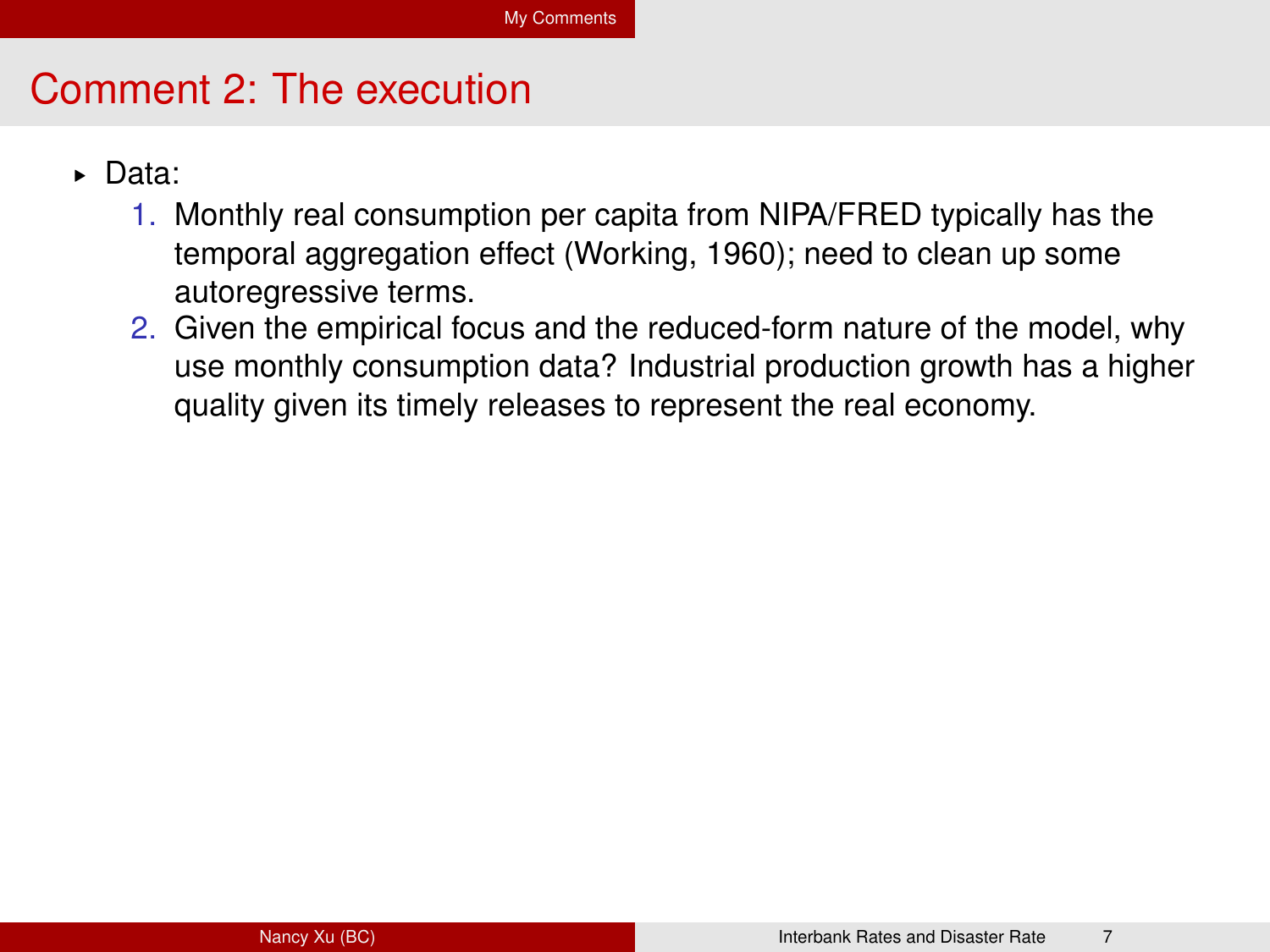# Comment 2: The execution

- Data:
  1. Monthly real consumption per capita from NIPA/FRED typically has the temporal aggregation effect (Working, 1960); need to clean up some autoregressive terms.
  2. Given the empirical focus and the reduced-form nature of the model, why use monthly consumption data? Industrial production growth has a higher quality given its timely releases to represent the real economy.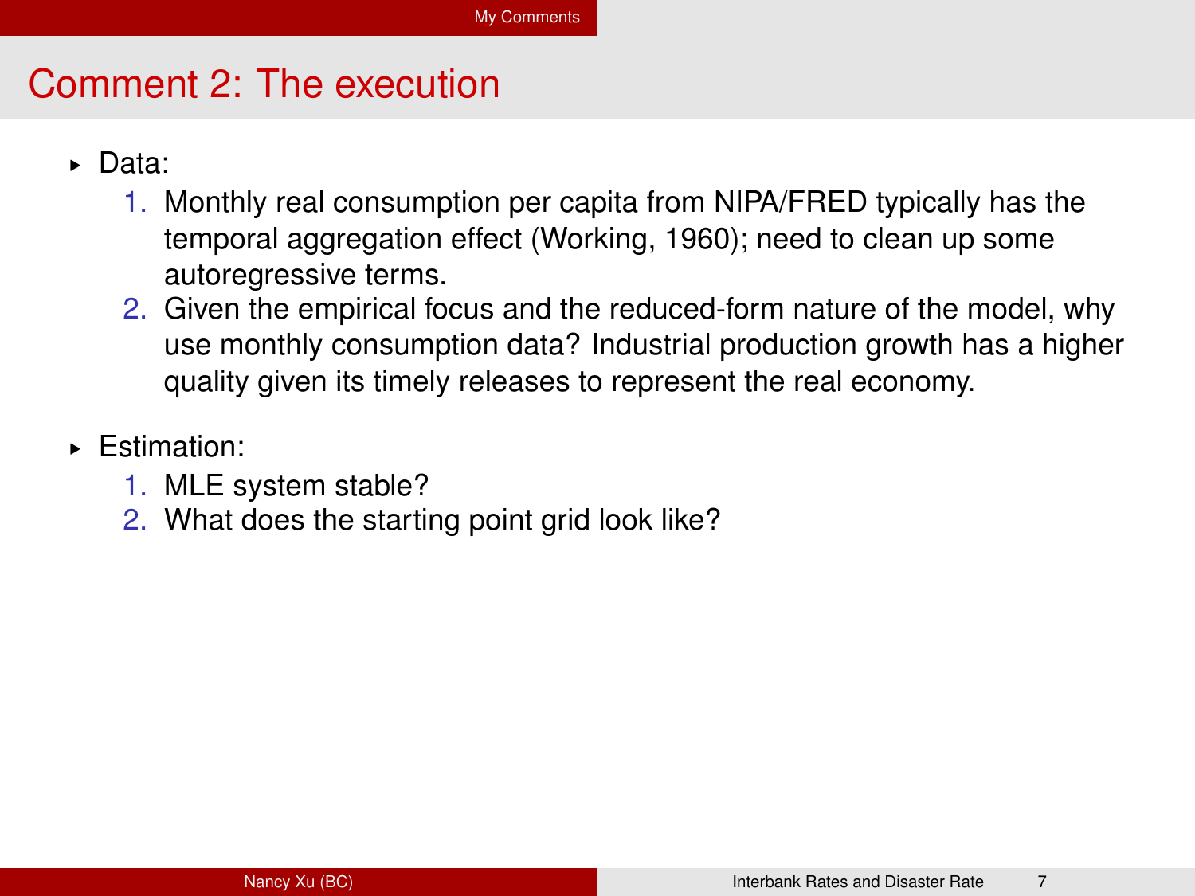# Comment 2: The execution

- Data:
  1. Monthly real consumption per capita from NIPA/FRED typically has the temporal aggregation effect (Working, 1960); need to clean up some autoregressive terms.
  2. Given the empirical focus and the reduced-form nature of the model, why use monthly consumption data? Industrial production growth has a higher quality given its timely releases to represent the real economy.

- Estimation:
  1. MLE system stable?
  2. What does the starting point grid look like?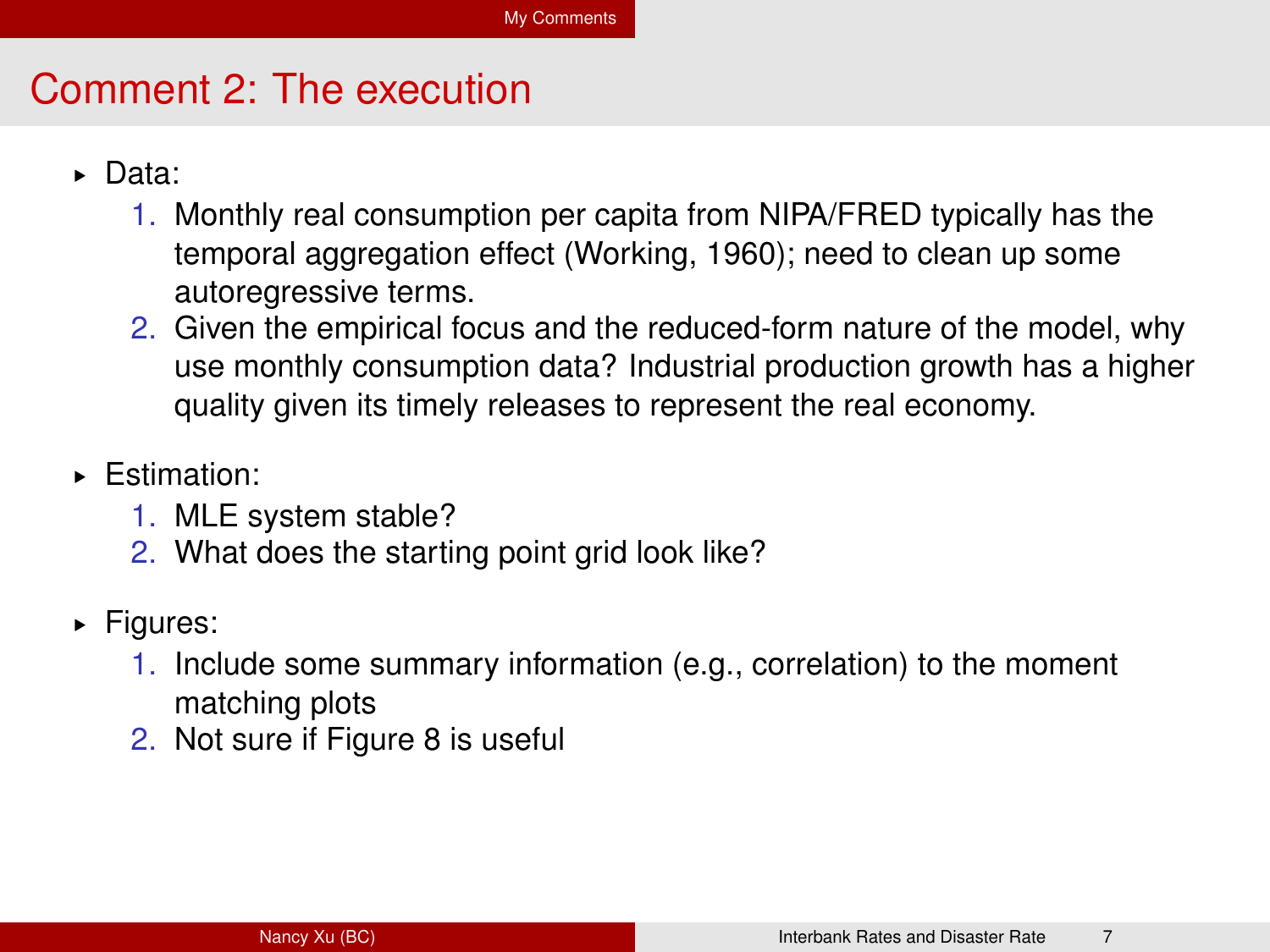# Comment 2: The execution

- Data:
  1. Monthly real consumption per capita from NIPA/FRED typically has the temporal aggregation effect (Working, 1960); need to clean up some autoregressive terms.
  2. Given the empirical focus and the reduced-form nature of the model, why use monthly consumption data? Industrial production growth has a higher quality given its timely releases to represent the real economy.
- Estimation:
  1. MLE system stable?
  2. What does the starting point grid look like?
- Figures:
  1. Include some summary information (e.g., correlation) to the moment matching plots
  2. Not sure if Figure 8 is useful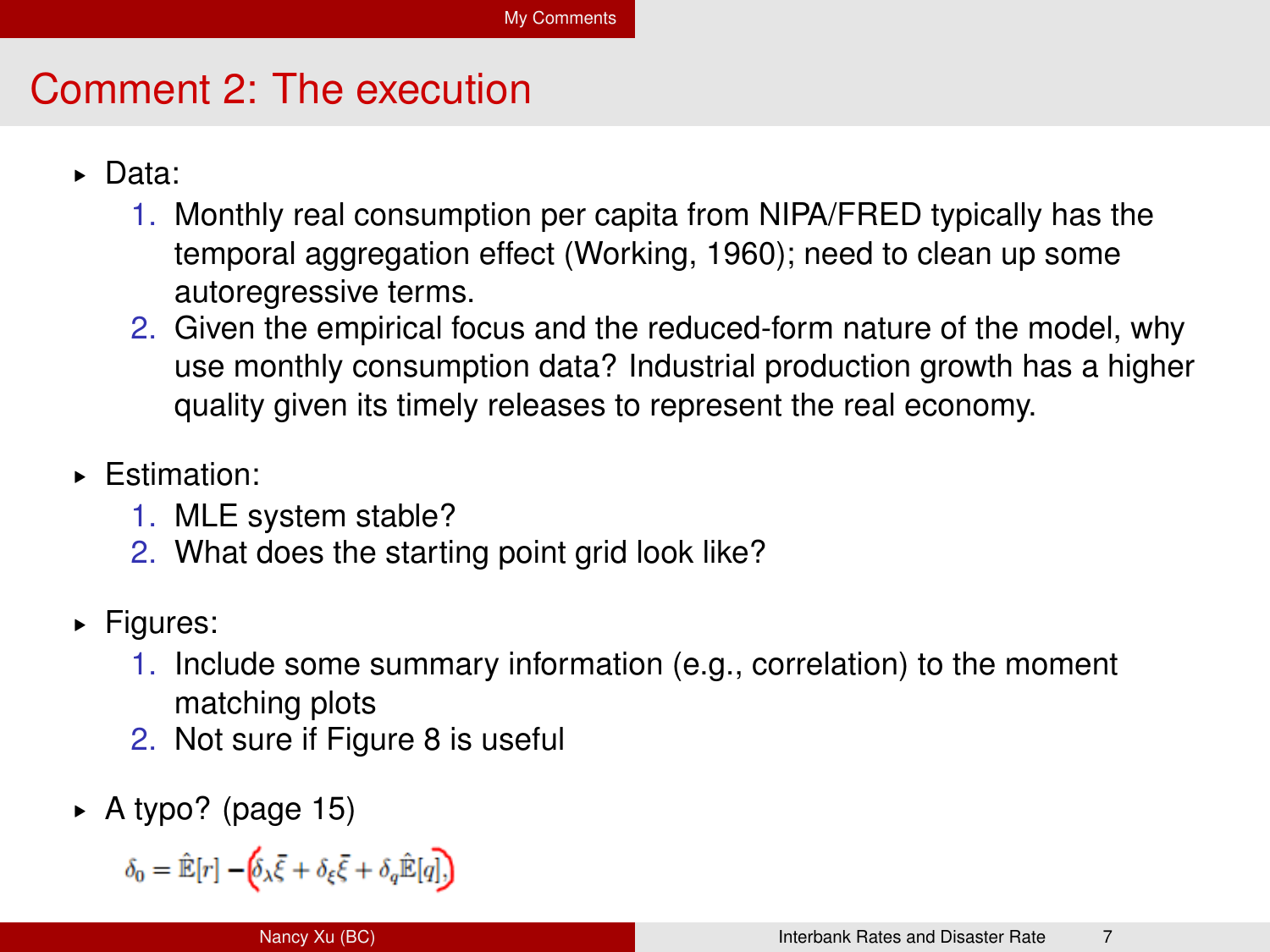# Comment 2: The execution

- Data:
  1. Monthly real consumption per capita from NIPA/FRED typically has the temporal aggregation effect (Working, 1960); need to clean up some autoregressive terms.
  2. Given the empirical focus and the reduced-form nature of the model, why use monthly consumption data? Industrial production growth has a higher quality given its timely releases to represent the real economy.

- Estimation:
  1. MLE system stable?
  2. What does the starting point grid look like?

- Figures:
  1. Include some summary information (e.g., correlation) to the moment matching plots
  2. Not sure if Figure 8 is useful

- A typo? (page 15)

$$\delta_0 = \hat{\mathbb{E}}[r] - \left(\delta_\lambda \bar{\xi} + \delta_\xi \bar{\xi} + \delta_q \hat{\mathbb{E}}[q]\right),$$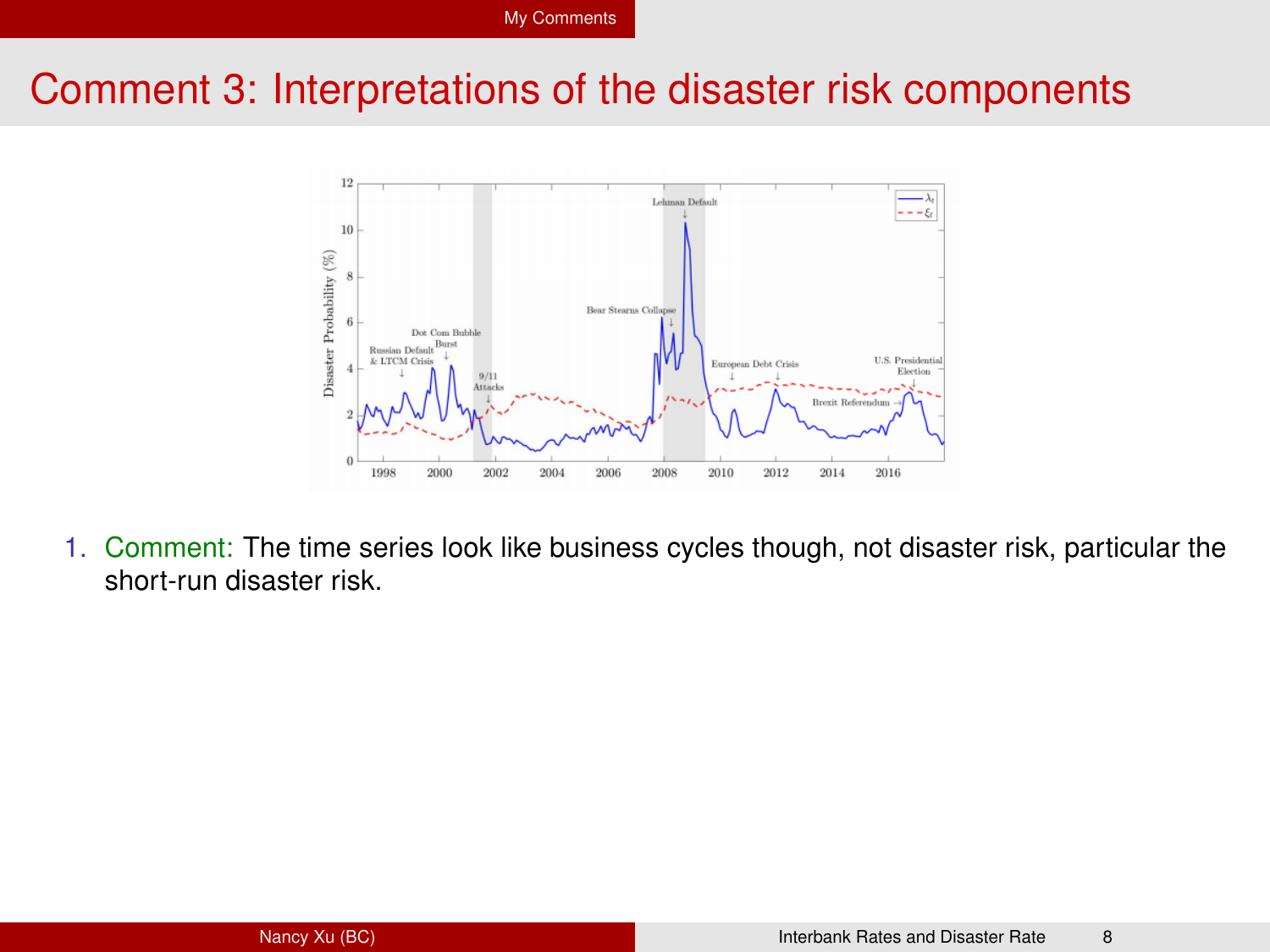# Comment 3: Interpretations of the disaster risk components

1. Comment: The time series look like business cycles though, not disaster risk, particular the short-run disaster risk.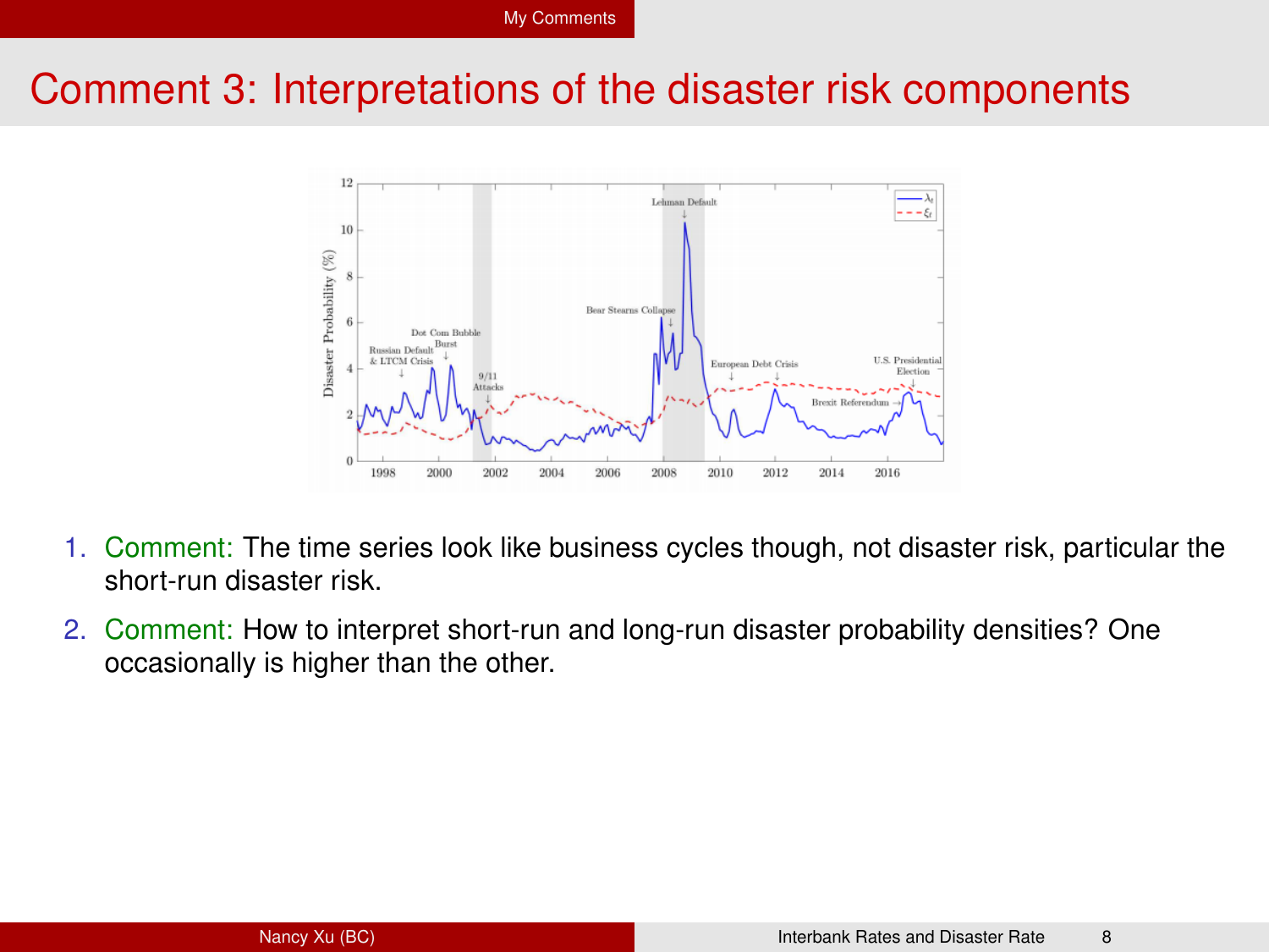# Comment 3: Interpretations of the disaster risk components

1. Comment: The time series look like business cycles though, not disaster risk, particular the short-run disaster risk.
2. Comment: How to interpret short-run and long-run disaster probability densities? One occasionally is higher than the other.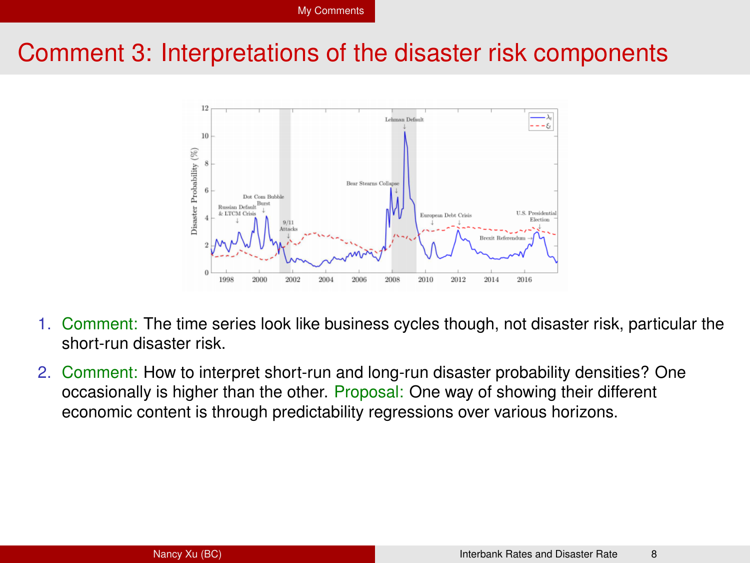# Comment 3: Interpretations of the disaster risk components

1. Comment: The time series look like business cycles though, not disaster risk, particular the short-run disaster risk.
2. Comment: How to interpret short-run and long-run disaster probability densities? One occasionally is higher than the other. Proposal: One way of showing their different economic content is through predictability regressions over various horizons.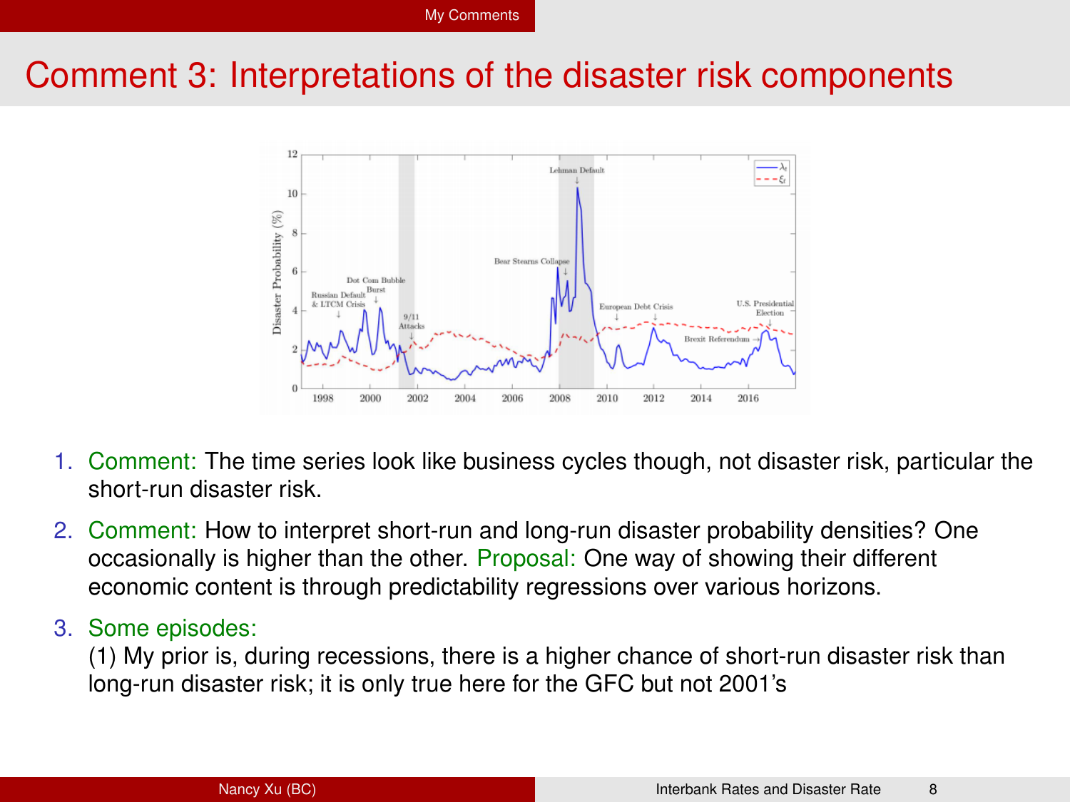# Comment 3: Interpretations of the disaster risk components

1. Comment: The time series look like business cycles though, not disaster risk, particular the short-run disaster risk.
2. Comment: How to interpret short-run and long-run disaster probability densities? One occasionally is higher than the other. Proposal: One way of showing their different economic content is through predictability regressions over various horizons.
3. Some episodes:
   (1) My prior is, during recessions, there is a higher chance of short-run disaster risk than long-run disaster risk; it is only true here for the GFC but not 2001's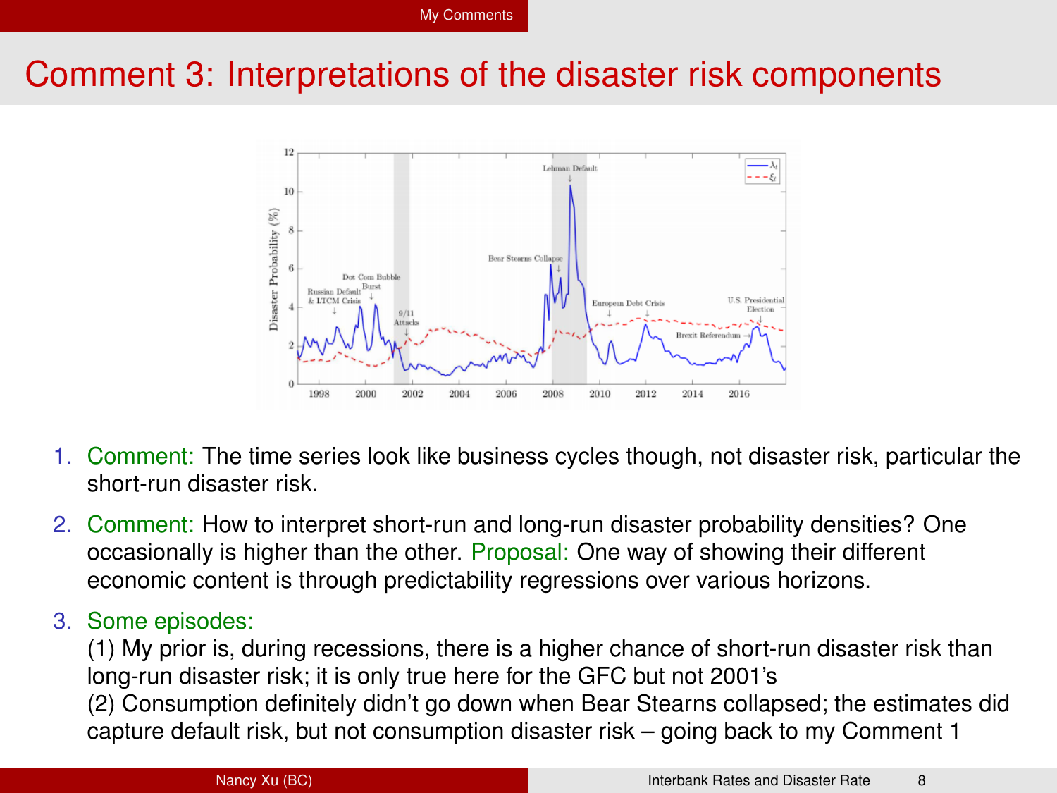# Comment 3: Interpretations of the disaster risk components

1. Comment: The time series look like business cycles though, not disaster risk, particular the short-run disaster risk.
2. Comment: How to interpret short-run and long-run disaster probability densities? One occasionally is higher than the other. Proposal: One way of showing their different economic content is through predictability regressions over various horizons.
3. Some episodes:
   (1) My prior is, during recessions, there is a higher chance of short-run disaster risk than long-run disaster risk; it is only true here for the GFC but not 2001's
   (2) Consumption definitely didn't go down when Bear Stearns collapsed; the estimates did capture default risk, but not consumption disaster risk – going back to my Comment 1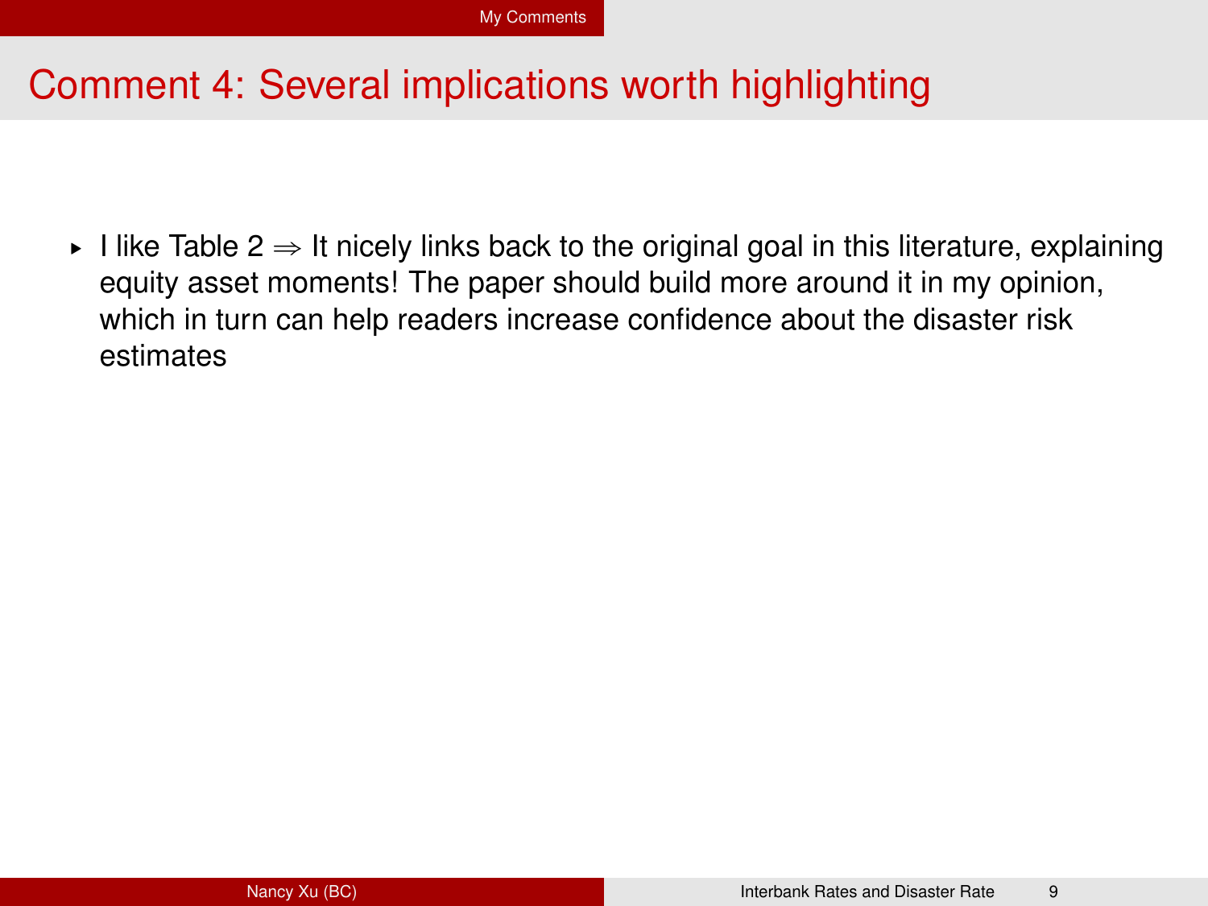# Comment 4: Several implications worth highlighting

- I like Table 2 $\Rightarrow$ It nicely links back to the original goal in this literature, explaining equity asset moments! The paper should build more around it in my opinion, which in turn can help readers increase confidence about the disaster risk estimates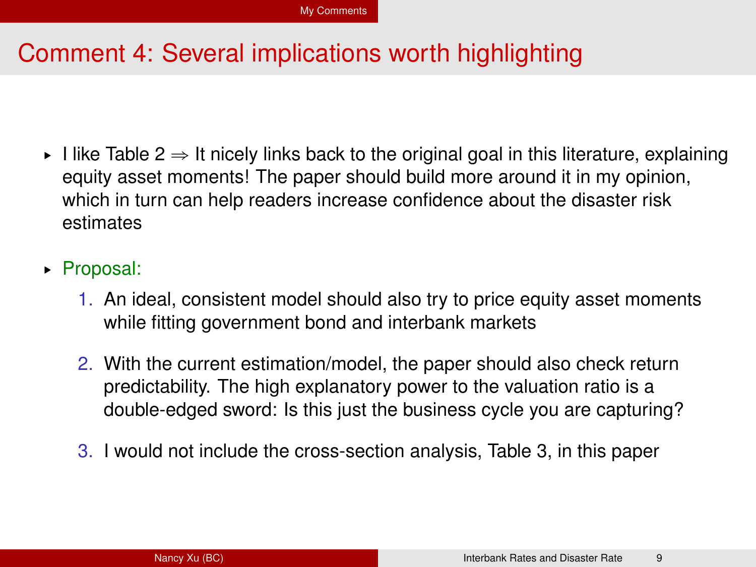# Comment 4: Several implications worth highlighting

- I like Table 2 $\Rightarrow$ It nicely links back to the original goal in this literature, explaining equity asset moments! The paper should build more around it in my opinion, which in turn can help readers increase confidence about the disaster risk estimates

- Proposal:
  1. An ideal, consistent model should also try to price equity asset moments while fitting government bond and interbank markets
  2. With the current estimation/model, the paper should also check return predictability. The high explanatory power to the valuation ratio is a double-edged sword: Is this just the business cycle you are capturing?
  3. I would not include the cross-section analysis, Table 3, in this paper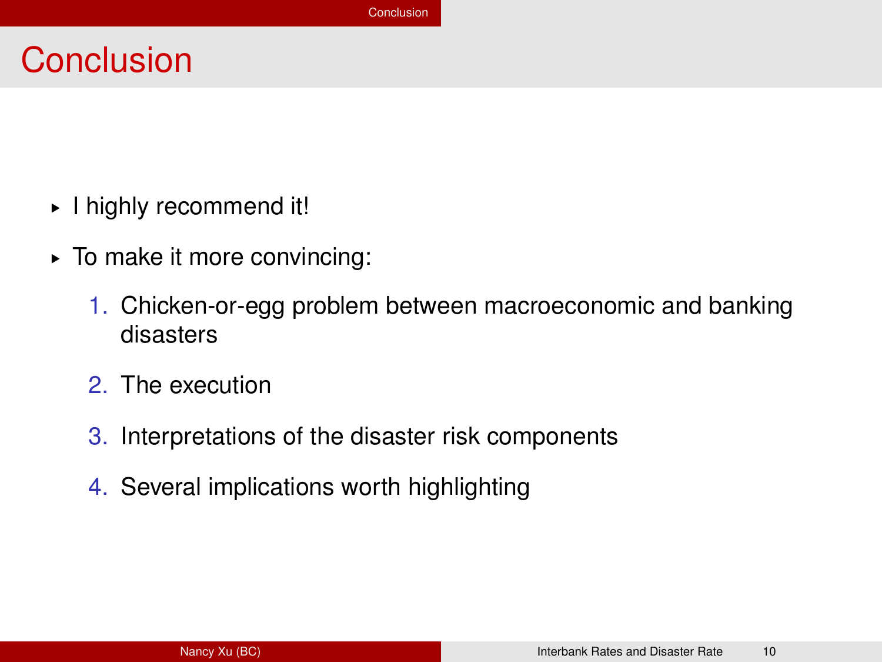# Conclusion

- I highly recommend it!
- To make it more convincing:
  1. Chicken-or-egg problem between macroeconomic and banking disasters
  2. The execution
  3. Interpretations of the disaster risk components
  4. Several implications worth highlighting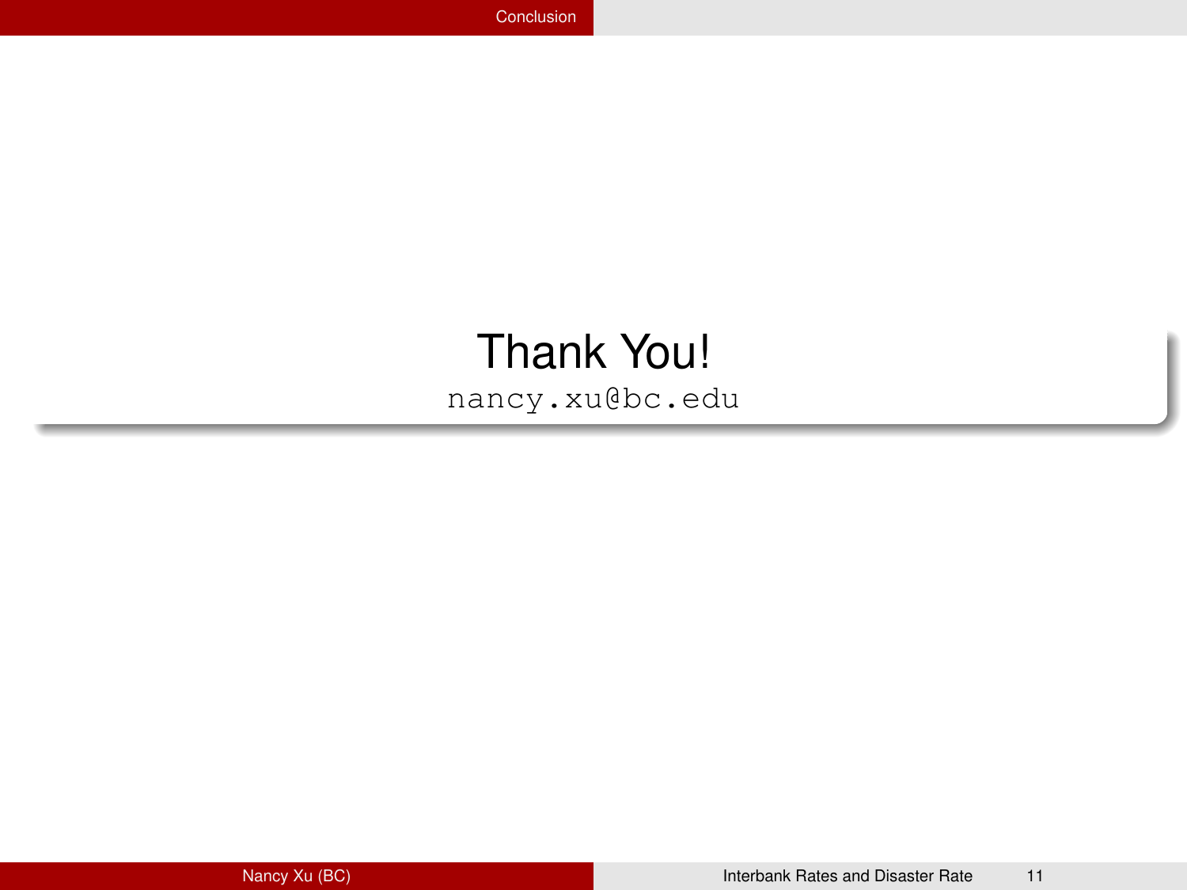# Thank You!

nancy.xu@bc.edu